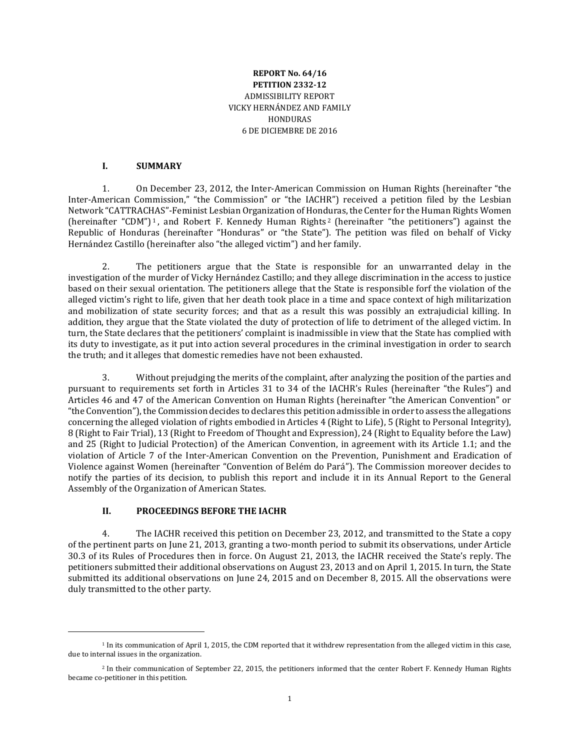**REPORT No. 64/16**
**PETITION 2332-12**
ADMISSIBILITY REPORT
VICKY HERNÁNDEZ AND FAMILY
HONDURAS
6 DE DICIEMBRE DE 2016

## I. SUMMARY

1. On December 23, 2012, the Inter-American Commission on Human Rights (hereinafter "the Inter-American Commission," "the Commission" or "the IACHR") received a petition filed by the Lesbian Network "CATTRACHAS"-Feminist Lesbian Organization of Honduras, the Center for the Human Rights Women (hereinafter "CDM")[1], and Robert F. Kennedy Human Rights[2] (hereinafter "the petitioners") against the Republic of Honduras (hereinafter "Honduras" or "the State"). The petition was filed on behalf of Vicky Hernández Castillo (hereinafter also "the alleged victim") and her family.

2. The petitioners argue that the State is responsible for an unwarranted delay in the investigation of the murder of Vicky Hernández Castillo; and they allege discrimination in the access to justice based on their sexual orientation. The petitioners allege that the State is responsible forf the violation of the alleged victim's right to life, given that her death took place in a time and space context of high militarization and mobilization of state security forces; and that as a result this was possibly an extrajudicial killing. In addition, they argue that the State violated the duty of protection of life to detriment of the alleged victim. In turn, the State declares that the petitioners' complaint is inadmissible in view that the State has complied with its duty to investigate, as it put into action several procedures in the criminal investigation in order to search the truth; and it alleges that domestic remedies have not been exhausted.

3. Without prejudging the merits of the complaint, after analyzing the position of the parties and pursuant to requirements set forth in Articles 31 to 34 of the IACHR's Rules (hereinafter "the Rules") and Articles 46 and 47 of the American Convention on Human Rights (hereinafter "the American Convention" or "the Convention"), the Commission decides to declares this petition admissible in order to assess the allegations concerning the alleged violation of rights embodied in Articles 4 (Right to Life), 5 (Right to Personal Integrity), 8 (Right to Fair Trial), 13 (Right to Freedom of Thought and Expression), 24 (Right to Equality before the Law) and 25 (Right to Judicial Protection) of the American Convention, in agreement with its Article 1.1; and the violation of Article 7 of the Inter-American Convention on the Prevention, Punishment and Eradication of Violence against Women (hereinafter "Convention of Belém do Pará"). The Commission moreover decides to notify the parties of its decision, to publish this report and include it in its Annual Report to the General Assembly of the Organization of American States.

## II. PROCEEDINGS BEFORE THE IACHR

4. The IACHR received this petition on December 23, 2012, and transmitted to the State a copy of the pertinent parts on June 21, 2013, granting a two-month period to submit its observations, under Article 30.3 of its Rules of Procedures then in force. On August 21, 2013, the IACHR received the State's reply. The petitioners submitted their additional observations on August 23, 2013 and on April 1, 2015. In turn, the State submitted its additional observations on June 24, 2015 and on December 8, 2015. All the observations were duly transmitted to the other party.

---

[1] In its communication of April 1, 2015, the CDM reported that it withdrew representation from the alleged victim in this case, due to internal issues in the organization.

[2] In their communication of September 22, 2015, the petitioners informed that the center Robert F. Kennedy Human Rights became co-petitioner in this petition.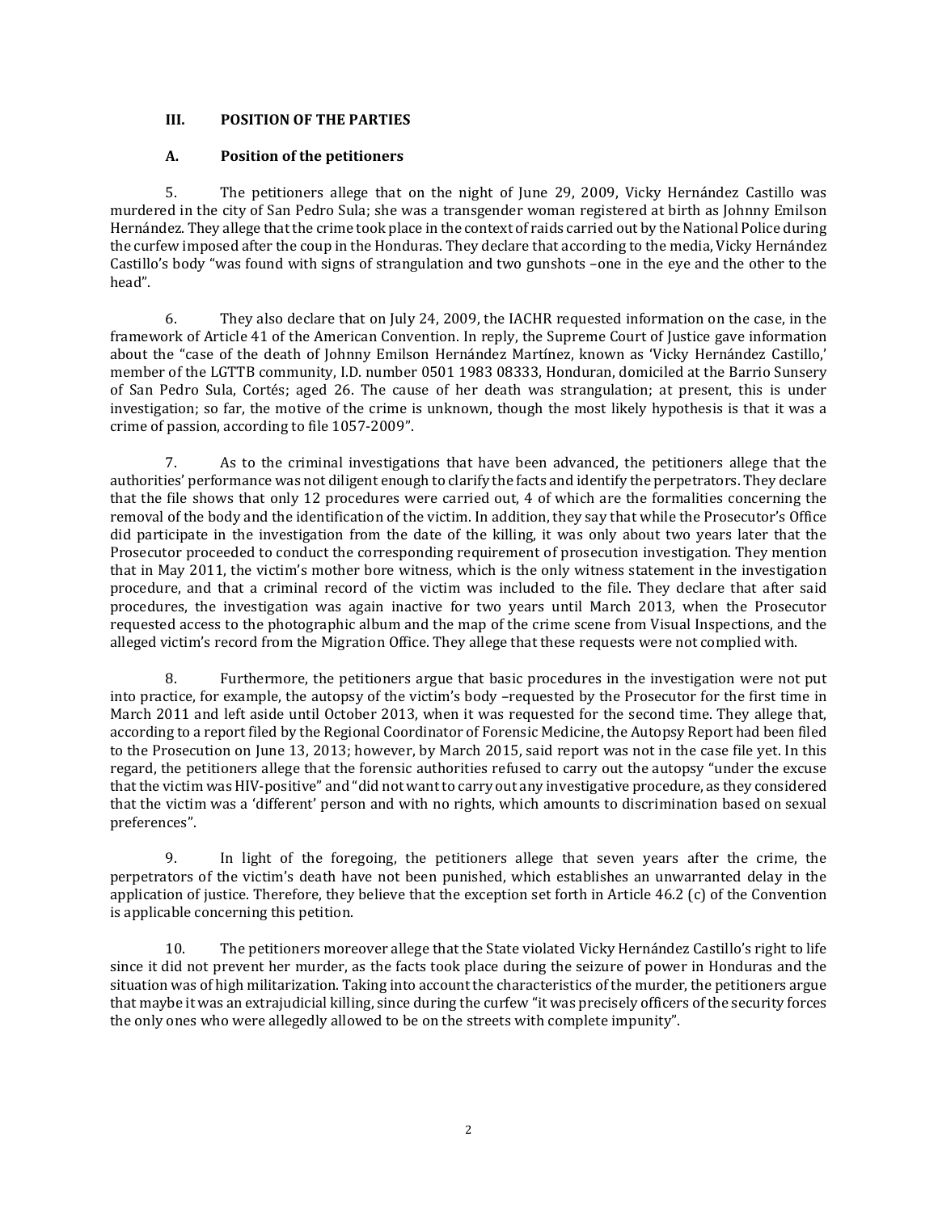### III. POSITION OF THE PARTIES

### A. Position of the petitioners

5. The petitioners allege that on the night of June 29, 2009, Vicky Hernández Castillo was murdered in the city of San Pedro Sula; she was a transgender woman registered at birth as Johnny Emilson Hernández. They allege that the crime took place in the context of raids carried out by the National Police during the curfew imposed after the coup in the Honduras. They declare that according to the media, Vicky Hernández Castillo's body "was found with signs of strangulation and two gunshots –one in the eye and the other to the head".

6. They also declare that on July 24, 2009, the IACHR requested information on the case, in the framework of Article 41 of the American Convention. In reply, the Supreme Court of Justice gave information about the "case of the death of Johnny Emilson Hernández Martínez, known as 'Vicky Hernández Castillo,' member of the LGTTB community, I.D. number 0501 1983 08333, Honduran, domiciled at the Barrio Sunsery of San Pedro Sula, Cortés; aged 26. The cause of her death was strangulation; at present, this is under investigation; so far, the motive of the crime is unknown, though the most likely hypothesis is that it was a crime of passion, according to file 1057-2009".

7. As to the criminal investigations that have been advanced, the petitioners allege that the authorities' performance was not diligent enough to clarify the facts and identify the perpetrators. They declare that the file shows that only 12 procedures were carried out, 4 of which are the formalities concerning the removal of the body and the identification of the victim. In addition, they say that while the Prosecutor's Office did participate in the investigation from the date of the killing, it was only about two years later that the Prosecutor proceeded to conduct the corresponding requirement of prosecution investigation. They mention that in May 2011, the victim's mother bore witness, which is the only witness statement in the investigation procedure, and that a criminal record of the victim was included to the file. They declare that after said procedures, the investigation was again inactive for two years until March 2013, when the Prosecutor requested access to the photographic album and the map of the crime scene from Visual Inspections, and the alleged victim's record from the Migration Office. They allege that these requests were not complied with.

8. Furthermore, the petitioners argue that basic procedures in the investigation were not put into practice, for example, the autopsy of the victim's body –requested by the Prosecutor for the first time in March 2011 and left aside until October 2013, when it was requested for the second time. They allege that, according to a report filed by the Regional Coordinator of Forensic Medicine, the Autopsy Report had been filed to the Prosecution on June 13, 2013; however, by March 2015, said report was not in the case file yet. In this regard, the petitioners allege that the forensic authorities refused to carry out the autopsy "under the excuse that the victim was HIV-positive" and "did not want to carry out any investigative procedure, as they considered that the victim was a 'different' person and with no rights, which amounts to discrimination based on sexual preferences".

9. In light of the foregoing, the petitioners allege that seven years after the crime, the perpetrators of the victim's death have not been punished, which establishes an unwarranted delay in the application of justice. Therefore, they believe that the exception set forth in Article 46.2 (c) of the Convention is applicable concerning this petition.

10. The petitioners moreover allege that the State violated Vicky Hernández Castillo's right to life since it did not prevent her murder, as the facts took place during the seizure of power in Honduras and the situation was of high militarization. Taking into account the characteristics of the murder, the petitioners argue that maybe it was an extrajudicial killing, since during the curfew "it was precisely officers of the security forces the only ones who were allegedly allowed to be on the streets with complete impunity".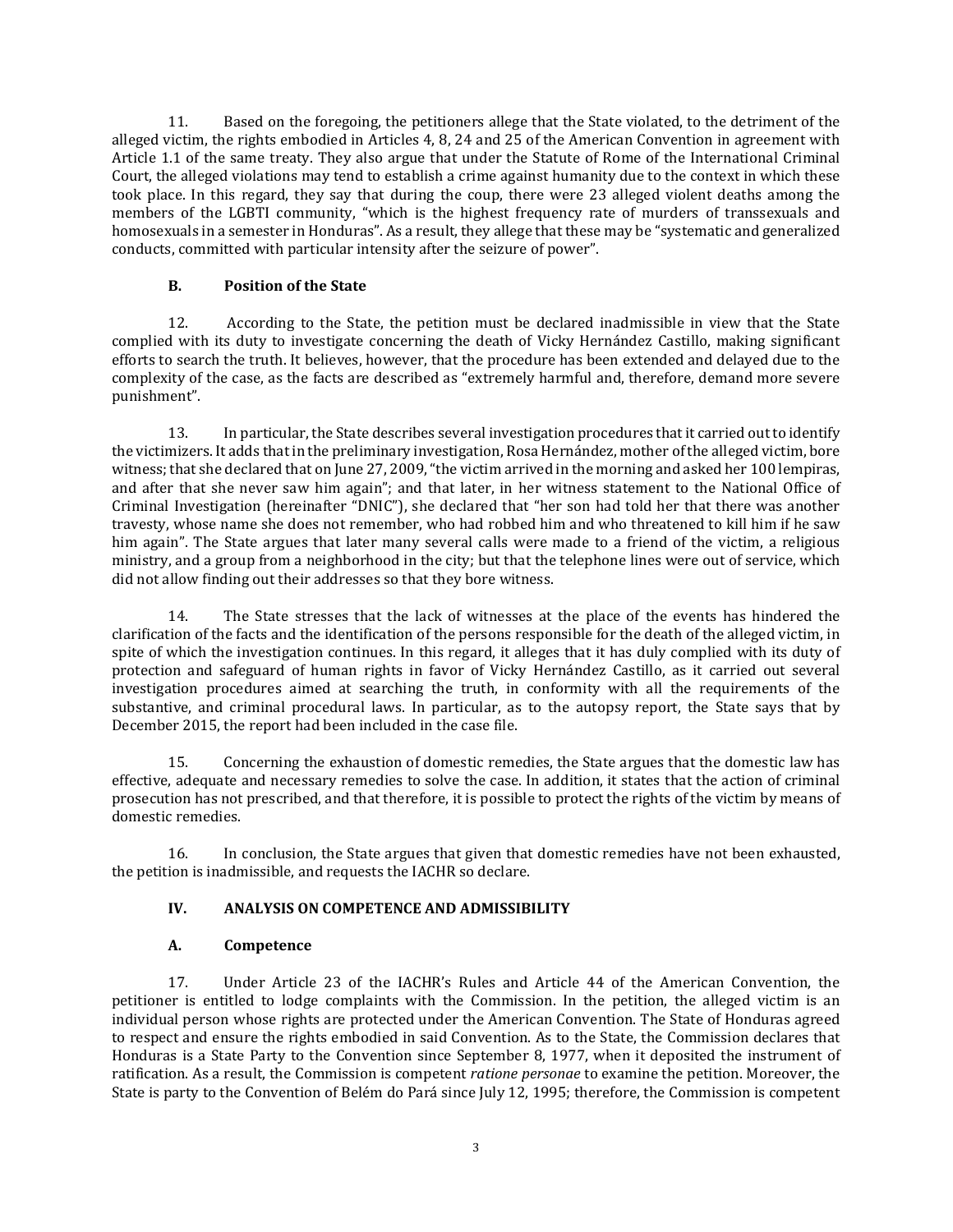11. Based on the foregoing, the petitioners allege that the State violated, to the detriment of the alleged victim, the rights embodied in Articles 4, 8, 24 and 25 of the American Convention in agreement with Article 1.1 of the same treaty. They also argue that under the Statute of Rome of the International Criminal Court, the alleged violations may tend to establish a crime against humanity due to the context in which these took place. In this regard, they say that during the coup, there were 23 alleged violent deaths among the members of the LGBTI community, "which is the highest frequency rate of murders of transsexuals and homosexuals in a semester in Honduras". As a result, they allege that these may be "systematic and generalized conducts, committed with particular intensity after the seizure of power".

### B. Position of the State

12. According to the State, the petition must be declared inadmissible in view that the State complied with its duty to investigate concerning the death of Vicky Hernández Castillo, making significant efforts to search the truth. It believes, however, that the procedure has been extended and delayed due to the complexity of the case, as the facts are described as "extremely harmful and, therefore, demand more severe punishment".

13. In particular, the State describes several investigation procedures that it carried out to identify the victimizers. It adds that in the preliminary investigation, Rosa Hernández, mother of the alleged victim, bore witness; that she declared that on June 27, 2009, "the victim arrived in the morning and asked her 100 lempiras, and after that she never saw him again"; and that later, in her witness statement to the National Office of Criminal Investigation (hereinafter "DNIC"), she declared that "her son had told her that there was another travesty, whose name she does not remember, who had robbed him and who threatened to kill him if he saw him again". The State argues that later many several calls were made to a friend of the victim, a religious ministry, and a group from a neighborhood in the city; but that the telephone lines were out of service, which did not allow finding out their addresses so that they bore witness.

14. The State stresses that the lack of witnesses at the place of the events has hindered the clarification of the facts and the identification of the persons responsible for the death of the alleged victim, in spite of which the investigation continues. In this regard, it alleges that it has duly complied with its duty of protection and safeguard of human rights in favor of Vicky Hernández Castillo, as it carried out several investigation procedures aimed at searching the truth, in conformity with all the requirements of the substantive, and criminal procedural laws. In particular, as to the autopsy report, the State says that by December 2015, the report had been included in the case file.

15. Concerning the exhaustion of domestic remedies, the State argues that the domestic law has effective, adequate and necessary remedies to solve the case. In addition, it states that the action of criminal prosecution has not prescribed, and that therefore, it is possible to protect the rights of the victim by means of domestic remedies.

16. In conclusion, the State argues that given that domestic remedies have not been exhausted, the petition is inadmissible, and requests the IACHR so declare.

## IV. ANALYSIS ON COMPETENCE AND ADMISSIBILITY

### A. Competence

17. Under Article 23 of the IACHR's Rules and Article 44 of the American Convention, the petitioner is entitled to lodge complaints with the Commission. In the petition, the alleged victim is an individual person whose rights are protected under the American Convention. The State of Honduras agreed to respect and ensure the rights embodied in said Convention. As to the State, the Commission declares that Honduras is a State Party to the Convention since September 8, 1977, when it deposited the instrument of ratification. As a result, the Commission is competent *ratione personae* to examine the petition. Moreover, the State is party to the Convention of Belém do Pará since July 12, 1995; therefore, the Commission is competent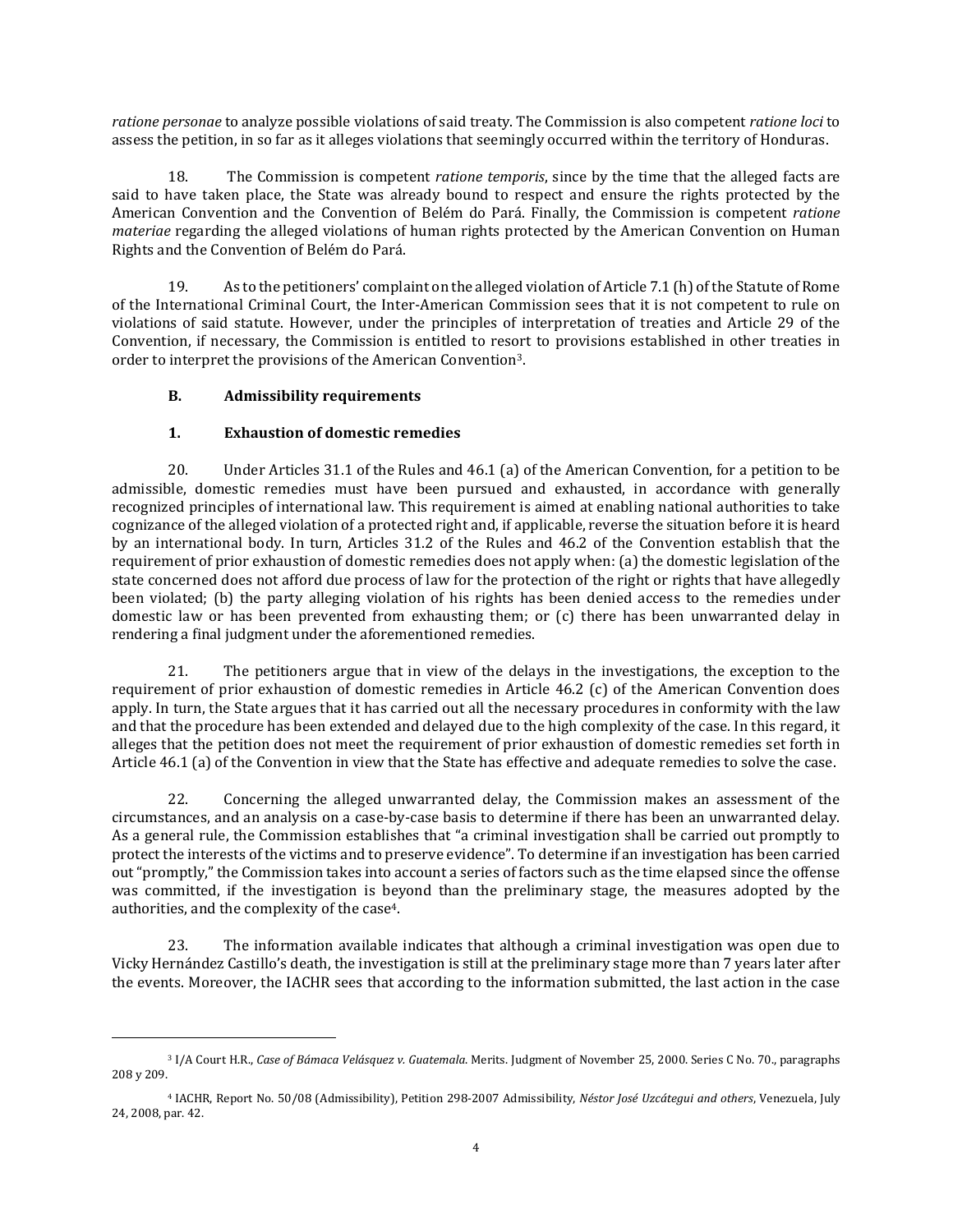*ratione personae* to analyze possible violations of said treaty. The Commission is also competent *ratione loci* to assess the petition, in so far as it alleges violations that seemingly occurred within the territory of Honduras.

18. The Commission is competent *ratione temporis*, since by the time that the alleged facts are said to have taken place, the State was already bound to respect and ensure the rights protected by the American Convention and the Convention of Belém do Pará. Finally, the Commission is competent *ratione materiae* regarding the alleged violations of human rights protected by the American Convention on Human Rights and the Convention of Belém do Pará.

19. As to the petitioners' complaint on the alleged violation of Article 7.1 (h) of the Statute of Rome of the International Criminal Court, the Inter-American Commission sees that it is not competent to rule on violations of said statute. However, under the principles of interpretation of treaties and Article 29 of the Convention, if necessary, the Commission is entitled to resort to provisions established in other treaties in order to interpret the provisions of the American Convention[3].

### B. Admissibility requirements

#### 1. Exhaustion of domestic remedies

20. Under Articles 31.1 of the Rules and 46.1 (a) of the American Convention, for a petition to be admissible, domestic remedies must have been pursued and exhausted, in accordance with generally recognized principles of international law. This requirement is aimed at enabling national authorities to take cognizance of the alleged violation of a protected right and, if applicable, reverse the situation before it is heard by an international body. In turn, Articles 31.2 of the Rules and 46.2 of the Convention establish that the requirement of prior exhaustion of domestic remedies does not apply when: (a) the domestic legislation of the state concerned does not afford due process of law for the protection of the right or rights that have allegedly been violated; (b) the party alleging violation of his rights has been denied access to the remedies under domestic law or has been prevented from exhausting them; or (c) there has been unwarranted delay in rendering a final judgment under the aforementioned remedies.

21. The petitioners argue that in view of the delays in the investigations, the exception to the requirement of prior exhaustion of domestic remedies in Article 46.2 (c) of the American Convention does apply. In turn, the State argues that it has carried out all the necessary procedures in conformity with the law and that the procedure has been extended and delayed due to the high complexity of the case. In this regard, it alleges that the petition does not meet the requirement of prior exhaustion of domestic remedies set forth in Article 46.1 (a) of the Convention in view that the State has effective and adequate remedies to solve the case.

22. Concerning the alleged unwarranted delay, the Commission makes an assessment of the circumstances, and an analysis on a case-by-case basis to determine if there has been an unwarranted delay. As a general rule, the Commission establishes that "a criminal investigation shall be carried out promptly to protect the interests of the victims and to preserve evidence". To determine if an investigation has been carried out "promptly," the Commission takes into account a series of factors such as the time elapsed since the offense was committed, if the investigation is beyond than the preliminary stage, the measures adopted by the authorities, and the complexity of the case[4].

23. The information available indicates that although a criminal investigation was open due to Vicky Hernández Castillo's death, the investigation is still at the preliminary stage more than 7 years later after the events. Moreover, the IACHR sees that according to the information submitted, the last action in the case

---

[3] I/A Court H.R., *Case of Bámaca Velásquez v. Guatemala*. Merits. Judgment of November 25, 2000. Series C No. 70., paragraphs 208 y 209.

[4] IACHR, Report No. 50/08 (Admissibility), Petition 298-2007 Admissibility, *Néstor José Uzcátegui and others*, Venezuela, July 24, 2008, par. 42.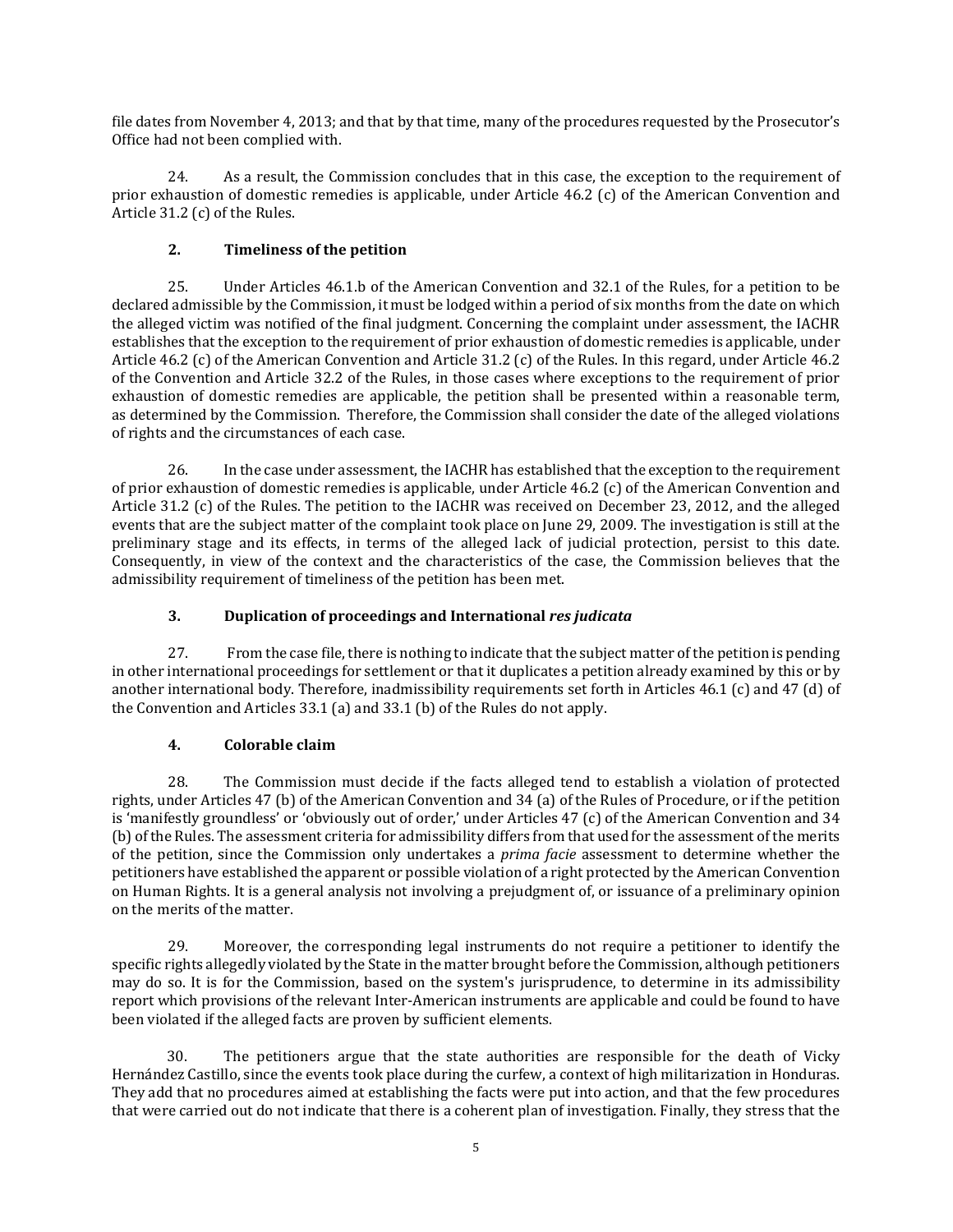file dates from November 4, 2013; and that by that time, many of the procedures requested by the Prosecutor's Office had not been complied with.

24. As a result, the Commission concludes that in this case, the exception to the requirement of prior exhaustion of domestic remedies is applicable, under Article 46.2 (c) of the American Convention and Article 31.2 (c) of the Rules.

### 2. Timeliness of the petition

25. Under Articles 46.1.b of the American Convention and 32.1 of the Rules, for a petition to be declared admissible by the Commission, it must be lodged within a period of six months from the date on which the alleged victim was notified of the final judgment. Concerning the complaint under assessment, the IACHR establishes that the exception to the requirement of prior exhaustion of domestic remedies is applicable, under Article 46.2 (c) of the American Convention and Article 31.2 (c) of the Rules. In this regard, under Article 46.2 of the Convention and Article 32.2 of the Rules, in those cases where exceptions to the requirement of prior exhaustion of domestic remedies are applicable, the petition shall be presented within a reasonable term, as determined by the Commission. Therefore, the Commission shall consider the date of the alleged violations of rights and the circumstances of each case.

26. In the case under assessment, the IACHR has established that the exception to the requirement of prior exhaustion of domestic remedies is applicable, under Article 46.2 (c) of the American Convention and Article 31.2 (c) of the Rules. The petition to the IACHR was received on December 23, 2012, and the alleged events that are the subject matter of the complaint took place on June 29, 2009. The investigation is still at the preliminary stage and its effects, in terms of the alleged lack of judicial protection, persist to this date. Consequently, in view of the context and the characteristics of the case, the Commission believes that the admissibility requirement of timeliness of the petition has been met.

### 3. Duplication of proceedings and International *res judicata*

27. From the case file, there is nothing to indicate that the subject matter of the petition is pending in other international proceedings for settlement or that it duplicates a petition already examined by this or by another international body. Therefore, inadmissibility requirements set forth in Articles 46.1 (c) and 47 (d) of the Convention and Articles 33.1 (a) and 33.1 (b) of the Rules do not apply.

### 4. Colorable claim

28. The Commission must decide if the facts alleged tend to establish a violation of protected rights, under Articles 47 (b) of the American Convention and 34 (a) of the Rules of Procedure, or if the petition is 'manifestly groundless' or 'obviously out of order,' under Articles 47 (c) of the American Convention and 34 (b) of the Rules. The assessment criteria for admissibility differs from that used for the assessment of the merits of the petition, since the Commission only undertakes a *prima facie* assessment to determine whether the petitioners have established the apparent or possible violation of a right protected by the American Convention on Human Rights. It is a general analysis not involving a prejudgment of, or issuance of a preliminary opinion on the merits of the matter.

29. Moreover, the corresponding legal instruments do not require a petitioner to identify the specific rights allegedly violated by the State in the matter brought before the Commission, although petitioners may do so. It is for the Commission, based on the system's jurisprudence, to determine in its admissibility report which provisions of the relevant Inter-American instruments are applicable and could be found to have been violated if the alleged facts are proven by sufficient elements.

30. The petitioners argue that the state authorities are responsible for the death of Vicky Hernández Castillo, since the events took place during the curfew, a context of high militarization in Honduras. They add that no procedures aimed at establishing the facts were put into action, and that the few procedures that were carried out do not indicate that there is a coherent plan of investigation. Finally, they stress that the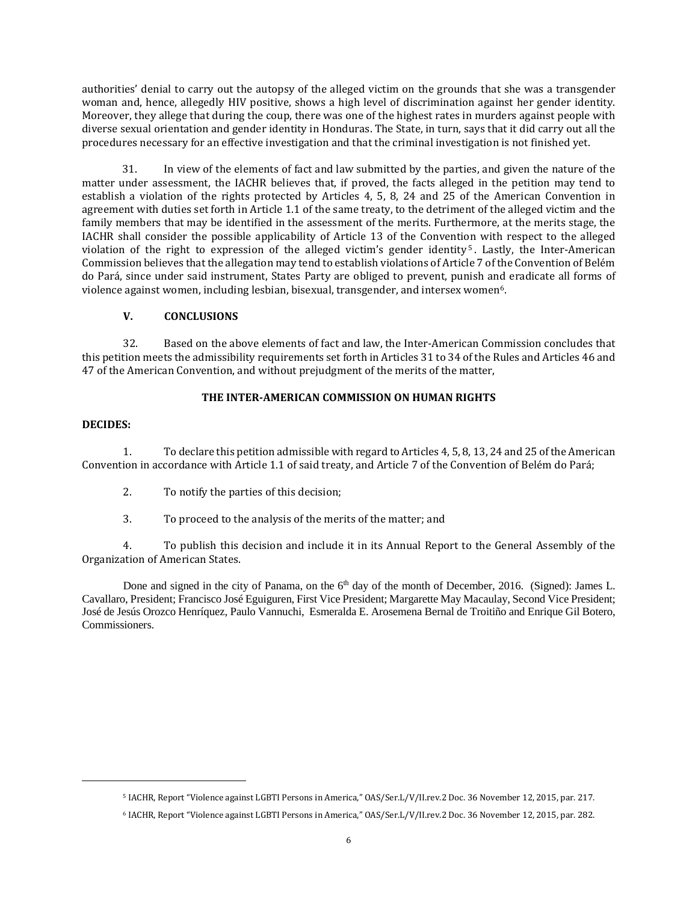authorities' denial to carry out the autopsy of the alleged victim on the grounds that she was a transgender woman and, hence, allegedly HIV positive, shows a high level of discrimination against her gender identity. Moreover, they allege that during the coup, there was one of the highest rates in murders against people with diverse sexual orientation and gender identity in Honduras. The State, in turn, says that it did carry out all the procedures necessary for an effective investigation and that the criminal investigation is not finished yet.

31. In view of the elements of fact and law submitted by the parties, and given the nature of the matter under assessment, the IACHR believes that, if proved, the facts alleged in the petition may tend to establish a violation of the rights protected by Articles 4, 5, 8, 24 and 25 of the American Convention in agreement with duties set forth in Article 1.1 of the same treaty, to the detriment of the alleged victim and the family members that may be identified in the assessment of the merits. Furthermore, at the merits stage, the IACHR shall consider the possible applicability of Article 13 of the Convention with respect to the alleged violation of the right to expression of the alleged victim's gender identity[5]. Lastly, the Inter-American Commission believes that the allegation may tend to establish violations of Article 7 of the Convention of Belém do Pará, since under said instrument, States Party are obliged to prevent, punish and eradicate all forms of violence against women, including lesbian, bisexual, transgender, and intersex women[6].

## V. CONCLUSIONS

32. Based on the above elements of fact and law, the Inter-American Commission concludes that this petition meets the admissibility requirements set forth in Articles 31 to 34 of the Rules and Articles 46 and 47 of the American Convention, and without prejudgment of the merits of the matter,

**THE INTER-AMERICAN COMMISSION ON HUMAN RIGHTS**

**DECIDES:**

1. To declare this petition admissible with regard to Articles 4, 5, 8, 13, 24 and 25 of the American Convention in accordance with Article 1.1 of said treaty, and Article 7 of the Convention of Belém do Pará;

2. To notify the parties of this decision;

3. To proceed to the analysis of the merits of the matter; and

4. To publish this decision and include it in its Annual Report to the General Assembly of the Organization of American States.

Done and signed in the city of Panama, on the 6th day of the month of December, 2016. (Signed): James L. Cavallaro, President; Francisco José Eguiguren, First Vice President; Margarette May Macaulay, Second Vice President; José de Jesús Orozco Henríquez, Paulo Vannuchi, Esmeralda E. Arosemena Bernal de Troitiño and Enrique Gil Botero, Commissioners.

---

[5] IACHR, Report "Violence against LGBTI Persons in America," OAS/Ser.L/V/II.rev.2 Doc. 36 November 12, 2015, par. 217.

[6] IACHR, Report "Violence against LGBTI Persons in America," OAS/Ser.L/V/II.rev.2 Doc. 36 November 12, 2015, par. 282.